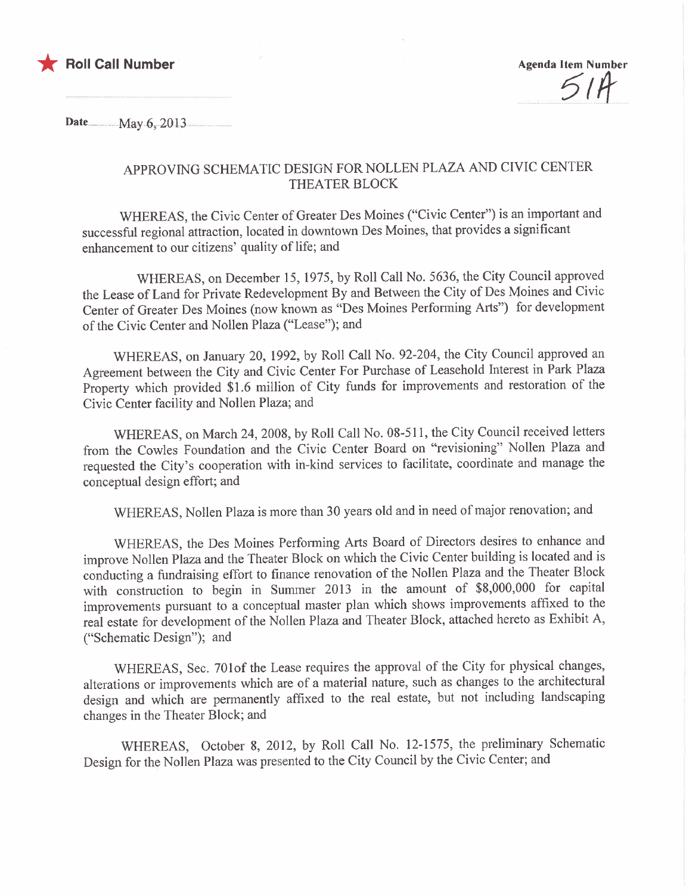★ **Roll Call Number**

**Agenda Item Number**
51A

**Date** May 6, 2013

## APPROVING SCHEMATIC DESIGN FOR NOLLEN PLAZA AND CIVIC CENTER THEATER BLOCK

WHEREAS, the Civic Center of Greater Des Moines ("Civic Center") is an important and successful regional attraction, located in downtown Des Moines, that provides a significant enhancement to our citizens' quality of life; and

WHEREAS, on December 15, 1975, by Roll Call No. 5636, the City Council approved the Lease of Land for Private Redevelopment By and Between the City of Des Moines and Civic Center of Greater Des Moines (now known as "Des Moines Performing Arts") for development of the Civic Center and Nollen Plaza ("Lease"); and

WHEREAS, on January 20, 1992, by Roll Call No. 92-204, the City Council approved an Agreement between the City and Civic Center For Purchase of Leasehold Interest in Park Plaza Property which provided $1.6 million of City funds for improvements and restoration of the Civic Center facility and Nollen Plaza; and

WHEREAS, on March 24, 2008, by Roll Call No. 08-511, the City Council received letters from the Cowles Foundation and the Civic Center Board on "revisioning" Nollen Plaza and requested the City's cooperation with in-kind services to facilitate, coordinate and manage the conceptual design effort; and

WHEREAS, Nollen Plaza is more than 30 years old and in need of major renovation; and

WHEREAS, the Des Moines Performing Arts Board of Directors desires to enhance and improve Nollen Plaza and the Theater Block on which the Civic Center building is located and is conducting a fundraising effort to finance renovation of the Nollen Plaza and the Theater Block with construction to begin in Summer 2013 in the amount of $8,000,000 for capital improvements pursuant to a conceptual master plan which shows improvements affixed to the real estate for development of the Nollen Plaza and Theater Block, attached hereto as Exhibit A, ("Schematic Design"); and

WHEREAS, Sec. 701of the Lease requires the approval of the City for physical changes, alterations or improvements which are of a material nature, such as changes to the architectural design and which are permanently affixed to the real estate, but not including landscaping changes in the Theater Block; and

WHEREAS, October 8, 2012, by Roll Call No. 12-1575, the preliminary Schematic Design for the Nollen Plaza was presented to the City Council by the Civic Center; and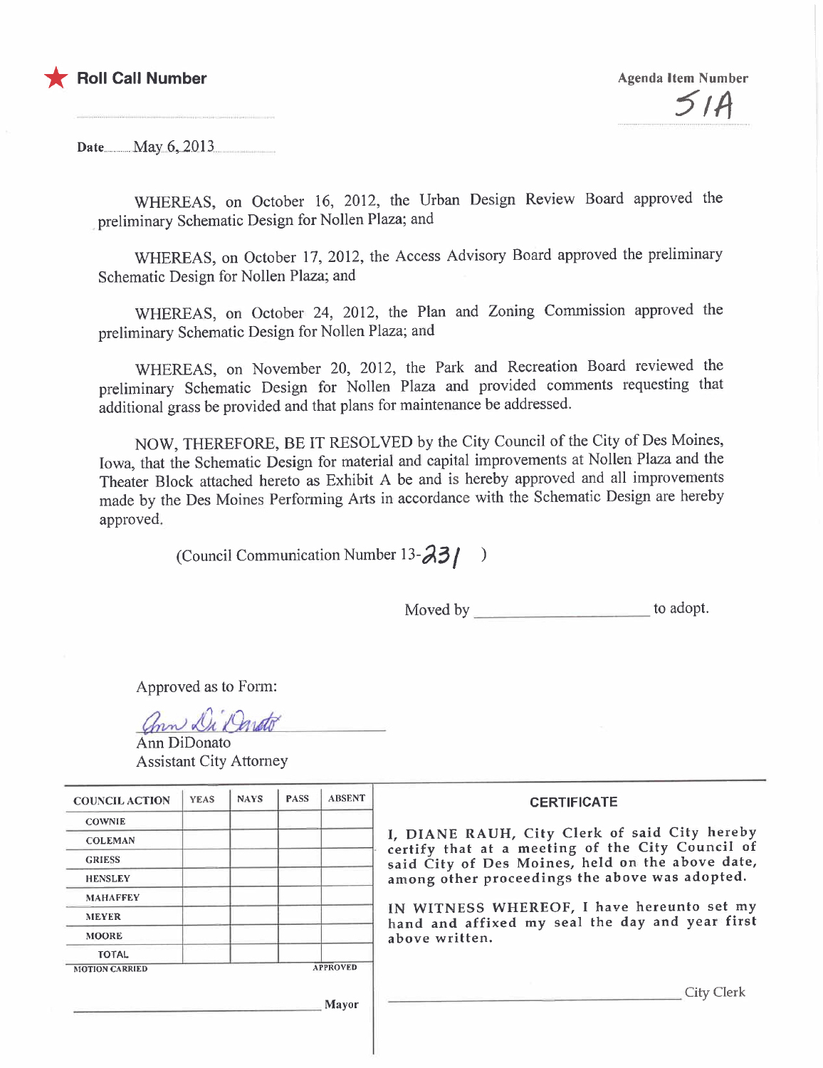★ **Roll Call Number**

**Agenda Item Number**

51A

Date May 6, 2013

WHEREAS, on October 16, 2012, the Urban Design Review Board approved the preliminary Schematic Design for Nollen Plaza; and

WHEREAS, on October 17, 2012, the Access Advisory Board approved the preliminary Schematic Design for Nollen Plaza; and

WHEREAS, on October 24, 2012, the Plan and Zoning Commission approved the preliminary Schematic Design for Nollen Plaza; and

WHEREAS, on November 20, 2012, the Park and Recreation Board reviewed the preliminary Schematic Design for Nollen Plaza and provided comments requesting that additional grass be provided and that plans for maintenance be addressed.

NOW, THEREFORE, BE IT RESOLVED by the City Council of the City of Des Moines, Iowa, that the Schematic Design for material and capital improvements at Nollen Plaza and the Theater Block attached hereto as Exhibit A be and is hereby approved and all improvements made by the Des Moines Performing Arts in accordance with the Schematic Design are hereby approved.

(Council Communication Number 13-231 )

Moved by ______________________ to adopt.

Approved as to Form:

Ann DiDonato
Ann DiDonato
Assistant City Attorney

| COUNCIL ACTION | YEAS | NAYS | PASS | ABSENT |
|---|---|---|---|---|
| COWNIE | | | | |
| COLEMAN | | | | |
| GRIESS | | | | |
| HENSLEY | | | | |
| MAHAFFEY | | | | |
| MEYER | | | | |
| MOORE | | | | |
| TOTAL | | | | |
| MOTION CARRIED | | | | APPROVED |

______________________________ Mayor

**CERTIFICATE**

I, DIANE RAUH, City Clerk of said City hereby certify that at a meeting of the City Council of said City of Des Moines, held on the above date, among other proceedings the above was adopted.

IN WITNESS WHEREOF, I have hereunto set my hand and affixed my seal the day and year first above written.

______________________________ City Clerk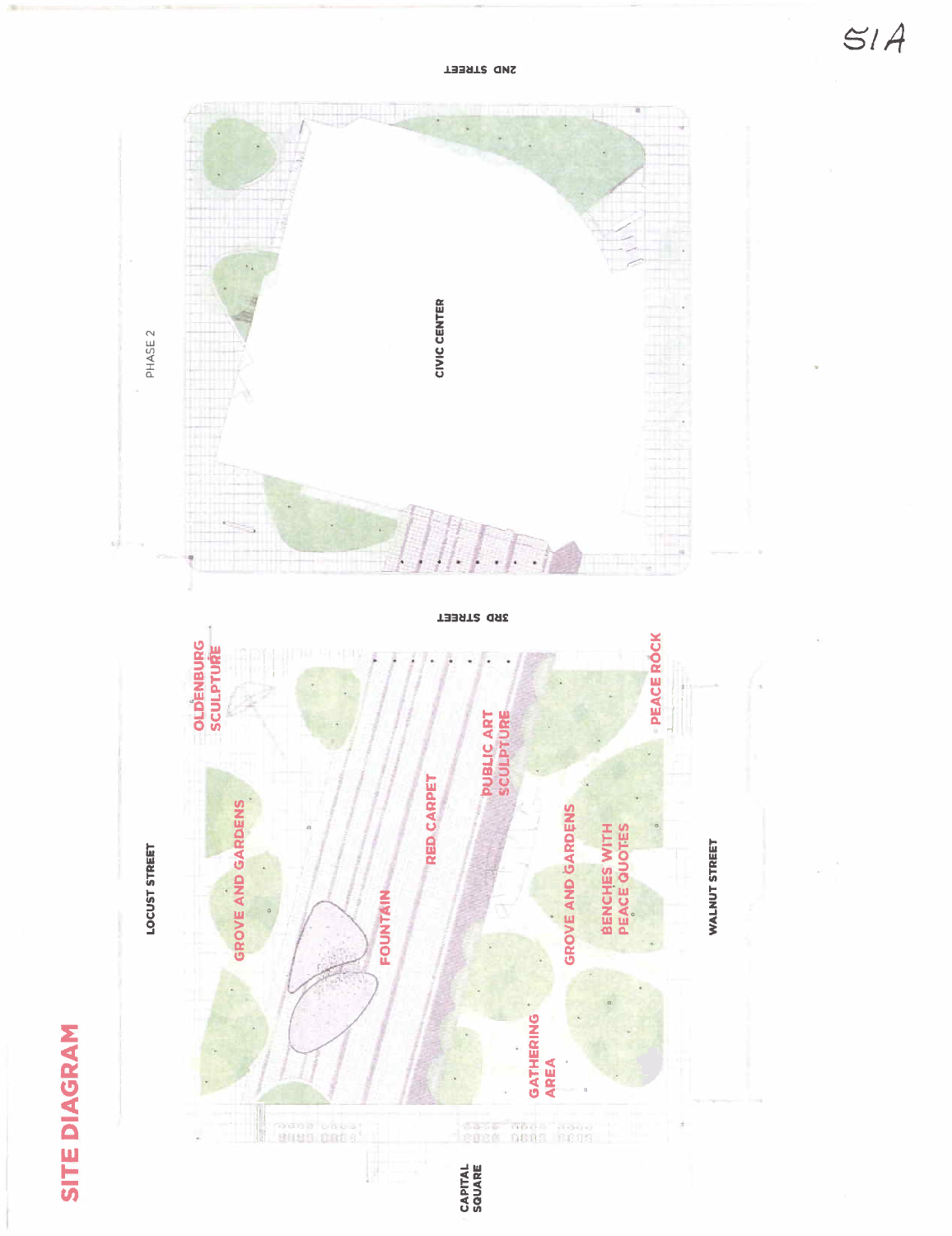# SITE DIAGRAM

51A

2ND STREET

PHASE 2

CIVIC CENTER

3RD STREET

LOCUST STREET

OLDENBURG SCULPTURE

GROVE AND GARDENS

FOUNTAIN

RED CARPET

PUBLIC ART SCULPTURE

PEACE ROCK

GROVE AND GARDENS

BENCHES WITH PEACE QUOTES

GATHERING AREA

WALNUT STREET

CAPITAL SQUARE